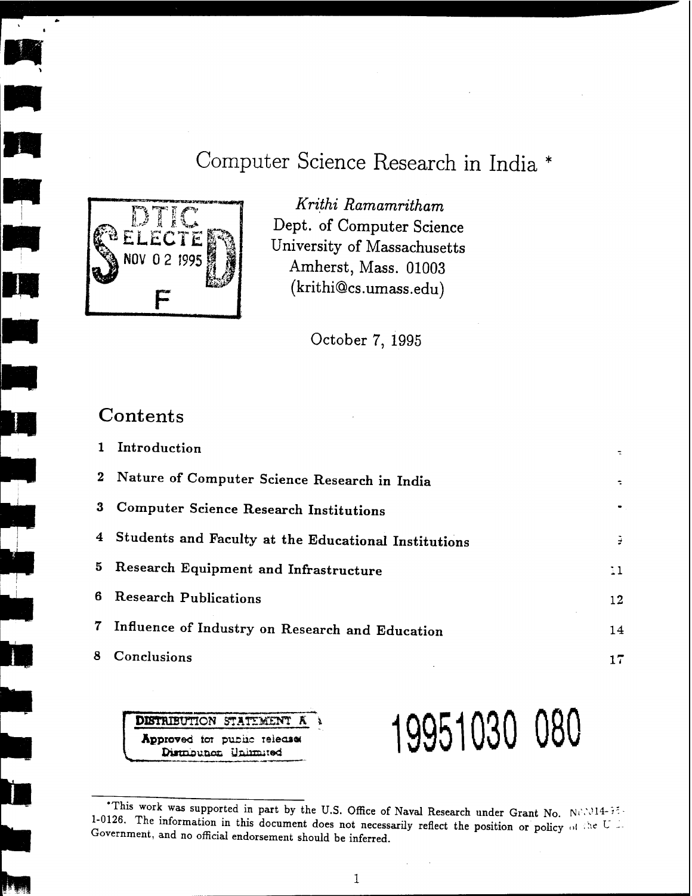# Computer Science Research in India *

*Krithi Ramamritham*
Dept. of Computer Science
University of Massachusetts
Amherst, Mass. 01003
(krithi@cs.umass.edu)

DTIC ELECTE NOV 0 2 1995 S F D

October 7, 1995

## Contents

| | | |
|---|---|---|
| 1 | **Introduction** | : |
| 2 | **Nature of Computer Science Research in India** | : |
| 3 | **Computer Science Research Institutions** | · |
| 4 | **Students and Faculty at the Educational Institutions** | ? |
| 5 | **Research Equipment and Infrastructure** | 11 |
| 6 | **Research Publications** | 12 |
| 7 | **Influence of Industry on Research and Education** | 14 |
| 8 | **Conclusions** | 17 |

**DISTRIBUTION STATEMENT A**
Approved for public release
Distribution Unlimited

19951030 080

*This work was supported in part by the U.S. Office of Naval Research under Grant No. N00014-?? -1-0126. The information in this document does not necessarily reflect the position or policy of the U.S. Government, and no official endorsement should be inferred.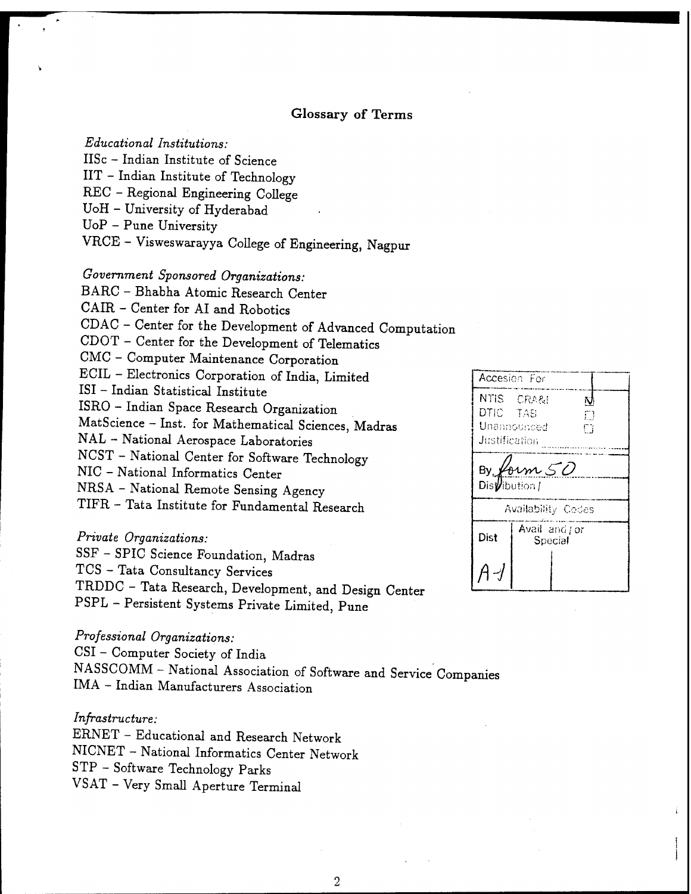## Glossary of Terms

*Educational Institutions:*

IISc – Indian Institute of Science
IIT – Indian Institute of Technology
REC – Regional Engineering College
UoH – University of Hyderabad
UoP – Pune University
VRCE – Visweswarayya College of Engineering, Nagpur

*Government Sponsored Organizations:*

BARC – Bhabha Atomic Research Center
CAIR – Center for AI and Robotics
CDAC – Center for the Development of Advanced Computation
CDOT – Center for the Development of Telematics
CMC – Computer Maintenance Corporation
ECIL – Electronics Corporation of India, Limited
ISI – Indian Statistical Institute
ISRO – Indian Space Research Organization
MatScience – Inst. for Mathematical Sciences, Madras
NAL – National Aerospace Laboratories
NCST – National Center for Software Technology
NIC – National Informatics Center
NRSA – National Remote Sensing Agency
TIFR – Tata Institute for Fundamental Research

*Private Organizations:*

SSF – SPIC Science Foundation, Madras
TCS – Tata Consultancy Services
TRDDC – Tata Research, Development, and Design Center
PSPL – Persistent Systems Private Limited, Pune

*Professional Organizations:*

CSI – Computer Society of India
NASSCOMM – National Association of Software and Service Companies
IMA – Indian Manufacturers Association

*Infrastructure:*

ERNET – Educational and Research Network
NICNET – National Informatics Center Network
STP – Software Technology Parks
VSAT – Very Small Aperture Terminal

| Accesion For | |
|---|---|
| NTIS CRA&I | ☑ |
| DTIC TAB | ☐ |
| Unannounced | ☐ |
| Justification | |
| By *form 50* | |
| Distribution / | |
| Availability Codes | |
| Dist | Avail and / or Special |
| *A-1* | |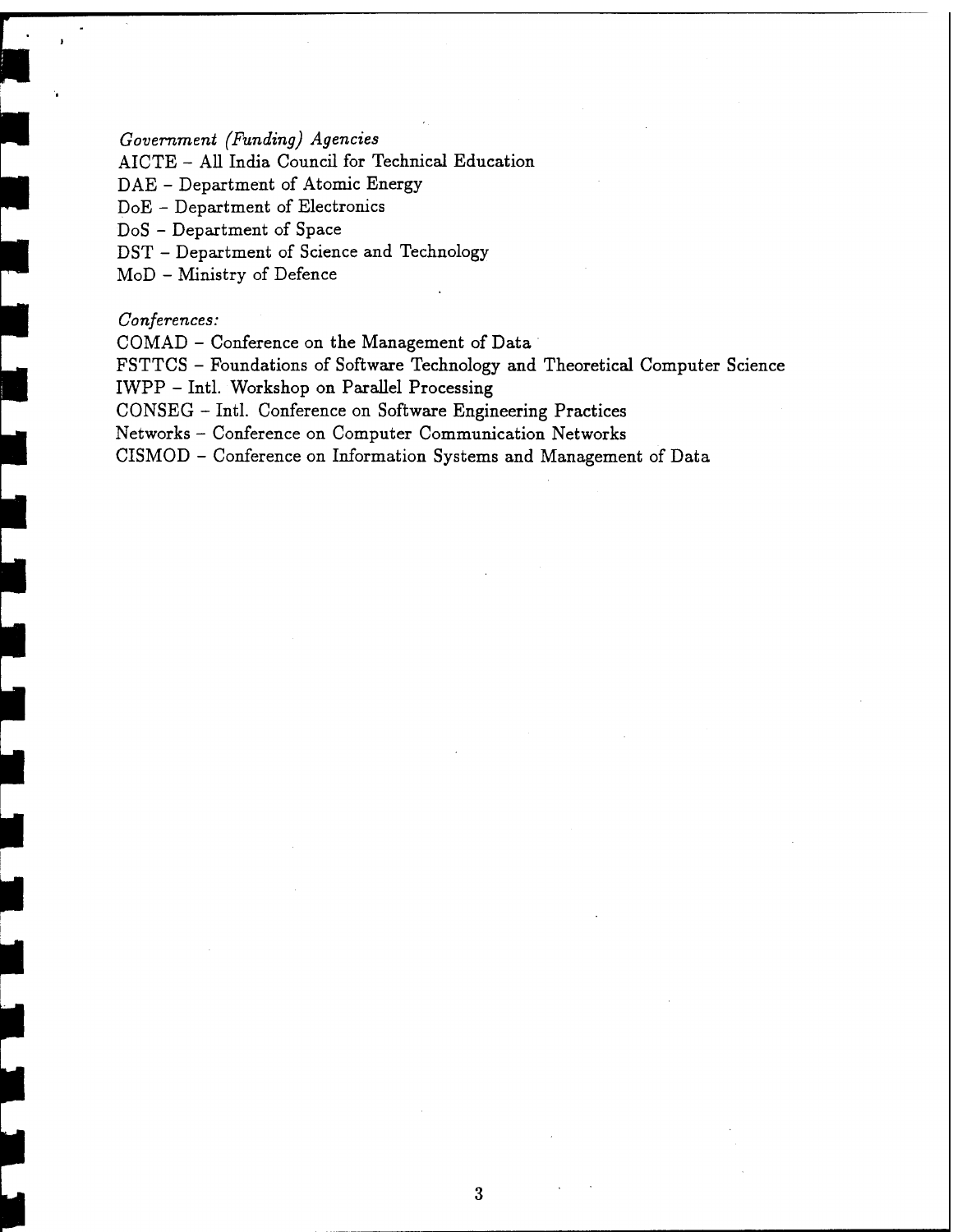*Government (Funding) Agencies*

AICTE – All India Council for Technical Education
DAE – Department of Atomic Energy
DoE – Department of Electronics
DoS – Department of Space
DST – Department of Science and Technology
MoD – Ministry of Defence

*Conferences:*

COMAD – Conference on the Management of Data
FSTTCS – Foundations of Software Technology and Theoretical Computer Science
IWPP – Intl. Workshop on Parallel Processing
CONSEG – Intl. Conference on Software Engineering Practices
Networks – Conference on Computer Communication Networks
CISMOD – Conference on Information Systems and Management of Data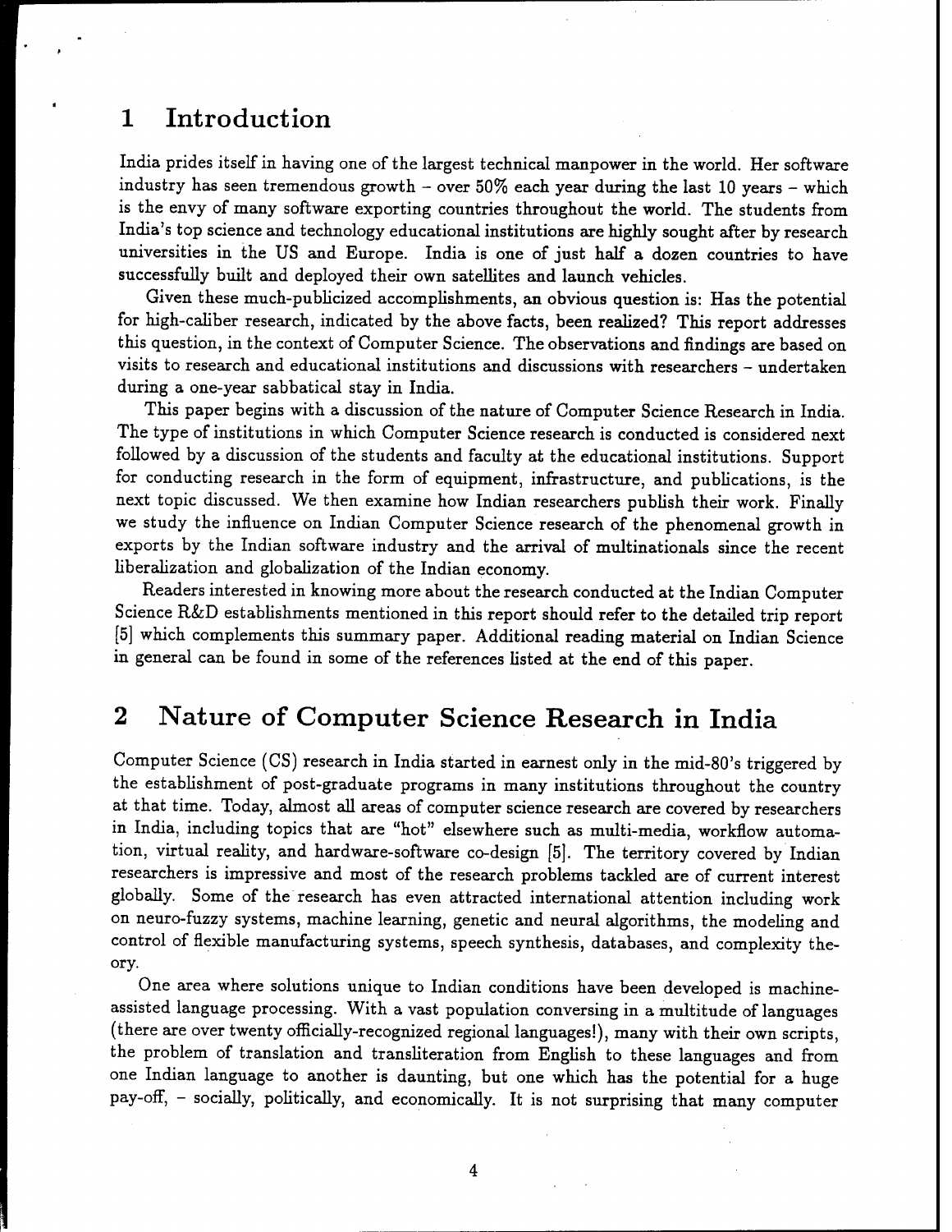# 1 Introduction

India prides itself in having one of the largest technical manpower in the world. Her software industry has seen tremendous growth – over 50% each year during the last 10 years – which is the envy of many software exporting countries throughout the world. The students from India's top science and technology educational institutions are highly sought after by research universities in the US and Europe. India is one of just half a dozen countries to have successfully built and deployed their own satellites and launch vehicles.

Given these much-publicized accomplishments, an obvious question is: Has the potential for high-caliber research, indicated by the above facts, been realized? This report addresses this question, in the context of Computer Science. The observations and findings are based on visits to research and educational institutions and discussions with researchers – undertaken during a one-year sabbatical stay in India.

This paper begins with a discussion of the nature of Computer Science Research in India. The type of institutions in which Computer Science research is conducted is considered next followed by a discussion of the students and faculty at the educational institutions. Support for conducting research in the form of equipment, infrastructure, and publications, is the next topic discussed. We then examine how Indian researchers publish their work. Finally we study the influence on Indian Computer Science research of the phenomenal growth in exports by the Indian software industry and the arrival of multinationals since the recent liberalization and globalization of the Indian economy.

Readers interested in knowing more about the research conducted at the Indian Computer Science R&D establishments mentioned in this report should refer to the detailed trip report [5] which complements this summary paper. Additional reading material on Indian Science in general can be found in some of the references listed at the end of this paper.

# 2 Nature of Computer Science Research in India

Computer Science (CS) research in India started in earnest only in the mid-80's triggered by the establishment of post-graduate programs in many institutions throughout the country at that time. Today, almost all areas of computer science research are covered by researchers in India, including topics that are "hot" elsewhere such as multi-media, workflow automation, virtual reality, and hardware-software co-design [5]. The territory covered by Indian researchers is impressive and most of the research problems tackled are of current interest globally. Some of the research has even attracted international attention including work on neuro-fuzzy systems, machine learning, genetic and neural algorithms, the modeling and control of flexible manufacturing systems, speech synthesis, databases, and complexity theory.

One area where solutions unique to Indian conditions have been developed is machine-assisted language processing. With a vast population conversing in a multitude of languages (there are over twenty officially-recognized regional languages!), many with their own scripts, the problem of translation and transliteration from English to these languages and from one Indian language to another is daunting, but one which has the potential for a huge pay-off, – socially, politically, and economically. It is not surprising that many computer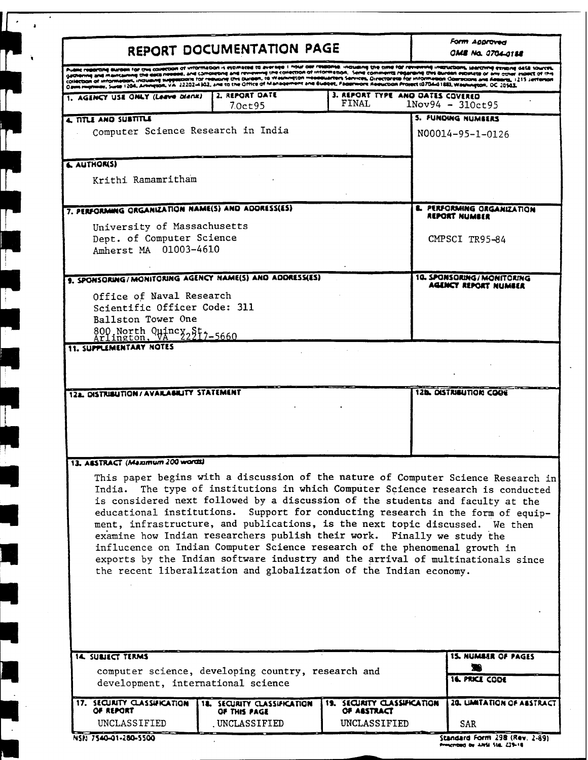# REPORT DOCUMENTATION PAGE

*Form Approved*
*OMB No. 0704-0188*

Public reporting burden for this collection of information is estimated to average 1 hour per response, including the time for reviewing instructions, searching existing data sources, gathering and maintaining the data needed, and completing and reviewing the collection of information. Send comments regarding this burden estimate or any other aspect of this collection of information, including suggestions for reducing this burden, to Washington Headquarters Services, Directorate for Information Operations and Reports, 1215 Jefferson Davis Highway, Suite 1204, Arlington, VA 22202-4302, and to the Office of Management and Budget, Paperwork Reduction Project (0704-0188), Washington, DC 20503.

| 1. AGENCY USE ONLY (Leave blank) | 2. REPORT DATE | 3. REPORT TYPE AND DATES COVERED |
|---|---|---|
| | 7Oct95 | FINAL 1Nov94 - 31Oct95 |

**4. TITLE AND SUBTITLE**
Computer Science Research in India

**5. FUNDING NUMBERS**
N00014-95-1-0126

**6. AUTHOR(S)**
Krithi Ramamritham

**7. PERFORMING ORGANIZATION NAME(S) AND ADDRESS(ES)**
University of Massachusetts
Dept. of Computer Science
Amherst MA 01003-4610

**8. PERFORMING ORGANIZATION REPORT NUMBER**
CMPSCI TR95-84

**9. SPONSORING/MONITORING AGENCY NAME(S) AND ADDRESS(ES)**
Office of Naval Research
Scientific Officer Code: 311
Ballston Tower One
800 North Quincy St.
Arlington, VA 22217-5660

**10. SPONSORING/MONITORING AGENCY REPORT NUMBER**

**11. SUPPLEMENTARY NOTES**

**12a. DISTRIBUTION/AVAILABILITY STATEMENT**

**12b. DISTRIBUTION CODE**

**13. ABSTRACT (Maximum 200 words)**

This paper begins with a discussion of the nature of Computer Science Research in India. The type of institutions in which Computer Science research is conducted is considered next followed by a discussion of the students and faculty at the educational institutions. Support for conducting research in the form of equipment, infrastructure, and publications, is the next topic discussed. We then examine how Indian researchers publish their work. Finally we study the influcence on Indian Computer Science research of the phenomenal growth in exports by the Indian software industry and the arrival of multinationals since the recent liberalization and globalization of the Indian economy.

**14. SUBJECT TERMS**
computer science, developing country, research and development, international science

**15. NUMBER OF PAGES**

**16. PRICE CODE**

| 17. SECURITY CLASSIFICATION OF REPORT | 18. SECURITY CLASSIFICATION OF THIS PAGE | 19. SECURITY CLASSIFICATION OF ABSTRACT | 20. LIMITATION OF ABSTRACT |
|---|---|---|---|
| UNCLASSIFIED | UNCLASSIFIED | UNCLASSIFIED | SAR |

NSN 7540-01-280-5500

Standard Form 298 (Rev. 2-89)
Prescribed by ANSI Std. Z39-18